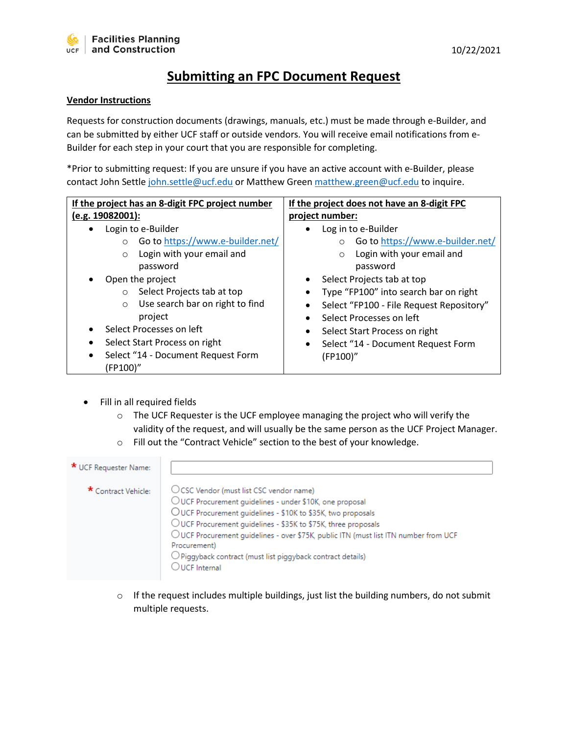Facilities Planning and Construction

10/22/2021

# Submitting an FPC Document Request

## Vendor Instructions

Requests for construction documents (drawings, manuals, etc.) must be made through e-Builder, and can be submitted by either UCF staff or outside vendors. You will receive email notifications from e-Builder for each step in your court that you are responsible for completing.

*Prior to submitting request: If you are unsure if you have an active account with e-Builder, please contact John Settle john.settle@ucf.edu or Matthew Green matthew.green@ucf.edu to inquire.

| If the project has an 8-digit FPC project number (e.g. 19082001): | If the project does not have an 8-digit FPC project number: |
|---|---|
| • Login to e-Builder<br>  ○ Go to https://www.e-builder.net/<br>  ○ Login with your email and password<br>• Open the project<br>  ○ Select Projects tab at top<br>  ○ Use search bar on right to find project<br>• Select Processes on left<br>• Select Start Process on right<br>• Select "14 - Document Request Form (FP100)" | • Log in to e-Builder<br>  ○ Go to https://www.e-builder.net/<br>  ○ Login with your email and password<br>• Select Projects tab at top<br>• Type "FP100" into search bar on right<br>• Select "FP100 - File Request Repository"<br>• Select Processes on left<br>• Select Start Process on right<br>• Select "14 - Document Request Form (FP100)" |

- Fill in all required fields
  - The UCF Requester is the UCF employee managing the project who will verify the validity of the request, and will usually be the same person as the UCF Project Manager.
  - Fill out the "Contract Vehicle" section to the best of your knowledge.

* UCF Requester Name: ____________________

* Contract Vehicle:
  - ○ CSC Vendor (must list CSC vendor name)
  - ○ UCF Procurement guidelines - under $10K, one proposal
  - ○ UCF Procurement guidelines - $10K to $35K, two proposals
  - ○ UCF Procurement guidelines - $35K to $75K, three proposals
  - ○ UCF Procurement guidelines - over $75K, public ITN (must list ITN number from UCF Procurement)
  - ○ Piggyback contract (must list piggyback contract details)
  - ○ UCF Internal

  - If the request includes multiple buildings, just list the building numbers, do not submit multiple requests.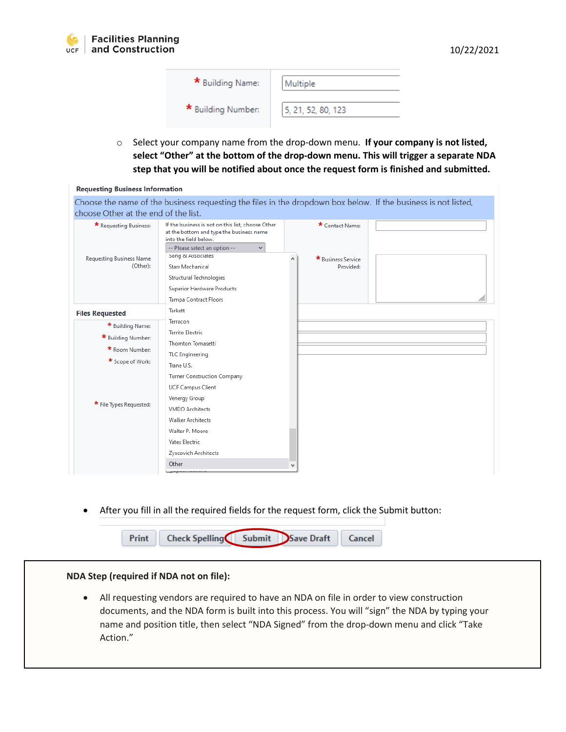| * Building Name: | Multiple |
| --- | --- |
| * Building Number: | 5, 21, 52, 80, 123 |

- Select your company name from the drop-down menu. **If your company is not listed, select "Other" at the bottom of the drop-down menu. This will trigger a separate NDA step that you will be notified about once the request form is finished and submitted.**

**Requesting Business Information**

Choose the name of the business requesting the files in the dropdown box below. If the business is not listed, choose Other at the end of the list.

* Requesting Business: If the business is not on this list, choose Other at the bottom and type the business name into the field below.

-- Please select an option --

Song & Associates
Starr Mechanical
Structural Technologies
Superior Hardware Products
Tampa Contract Floors
Tarkett
Terracon
Territo Electric
Thornton Tomasetti
TLC Engineering
Trane U.S.
Turner Construction Company
UCF Campus Client
Venergy Group
VMDO Architects
Walker Architects
Walter P. Moore
Yates Electric
Zyscovich Architects
Other

Requesting Business Name (Other):

* Contact Name:

* Business Service Provided:

**Files Requested**

* Building Name:
* Building Number:
* Room Number:
* Scope of Work:
* File Types Requested:

- After you fill in all the required fields for the request form, click the Submit button:

Print | Check Spelling | Submit | Save Draft | Cancel

**NDA Step (required if NDA not on file):**

- All requesting vendors are required to have an NDA on file in order to view construction documents, and the NDA form is built into this process. You will "sign" the NDA by typing your name and position title, then select "NDA Signed" from the drop-down menu and click "Take Action."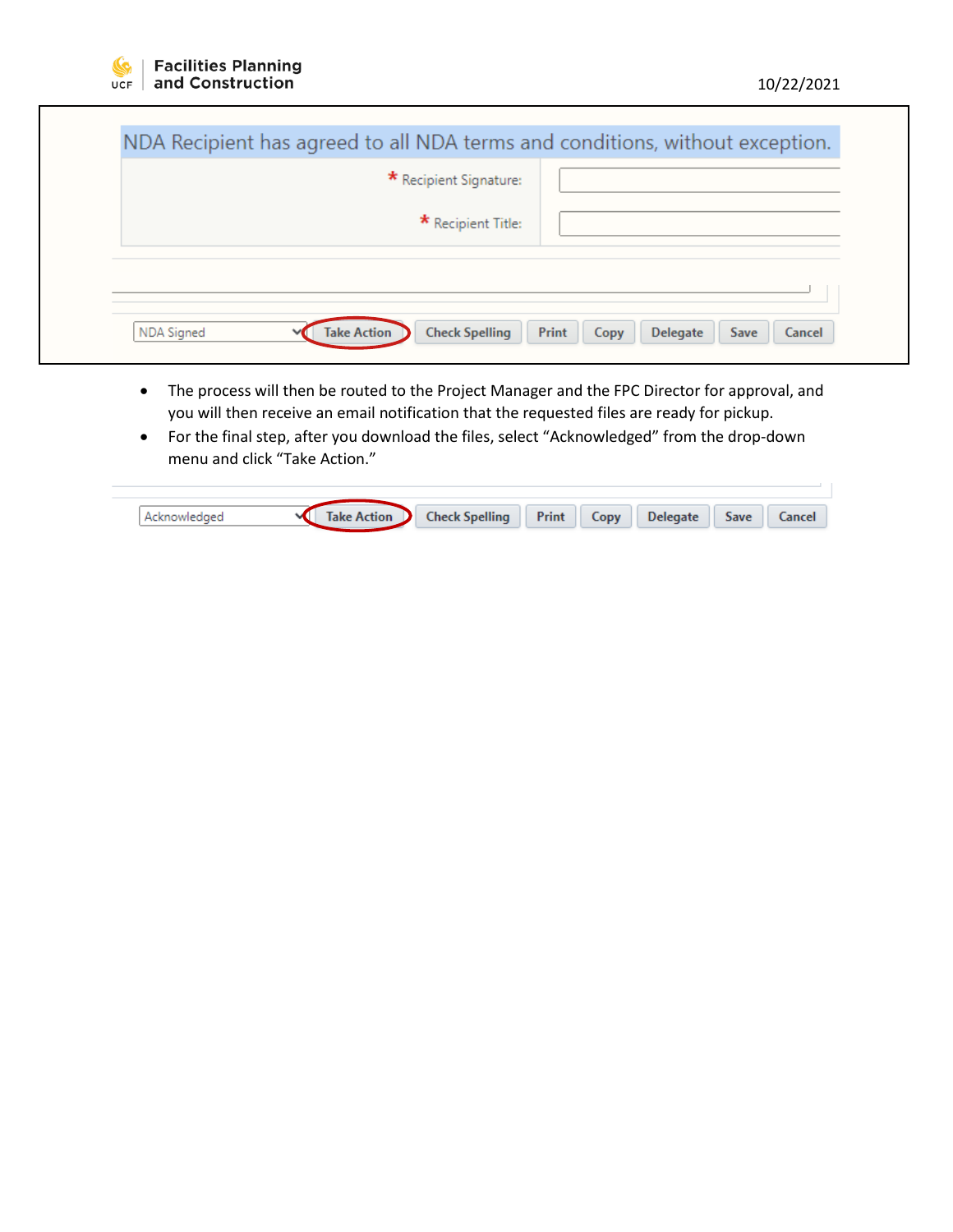NDA Recipient has agreed to all NDA terms and conditions, without exception.

\* Recipient Signature:

\* Recipient Title:

NDA Signed | Take Action | Check Spelling | Print | Copy | Delegate | Save | Cancel

- The process will then be routed to the Project Manager and the FPC Director for approval, and you will then receive an email notification that the requested files are ready for pickup.
- For the final step, after you download the files, select "Acknowledged" from the drop-down menu and click "Take Action."

Acknowledged | Take Action | Check Spelling | Print | Copy | Delegate | Save | Cancel